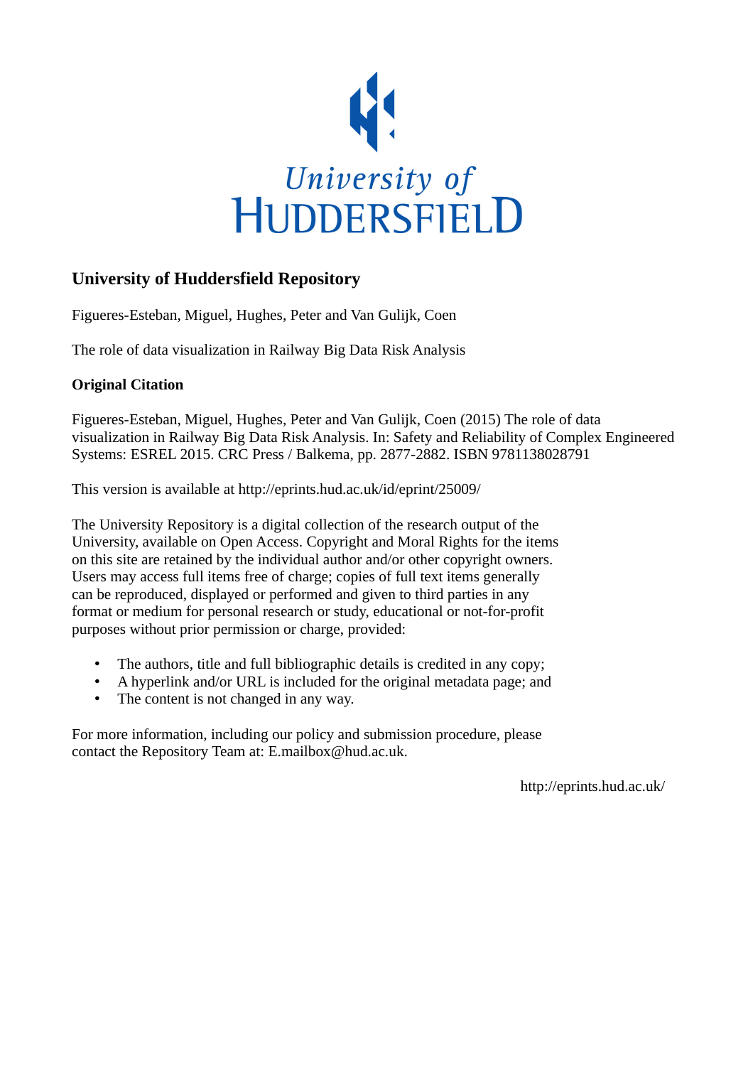University of
HUDDERSFIELD

## University of Huddersfield Repository

Figueres-Esteban, Miguel, Hughes, Peter and Van Gulijk, Coen

The role of data visualization in Railway Big Data Risk Analysis

### Original Citation

Figueres-Esteban, Miguel, Hughes, Peter and Van Gulijk, Coen (2015) The role of data visualization in Railway Big Data Risk Analysis. In: Safety and Reliability of Complex Engineered Systems: ESREL 2015. CRC Press / Balkema, pp. 2877-2882. ISBN 9781138028791

This version is available at http://eprints.hud.ac.uk/id/eprint/25009/

The University Repository is a digital collection of the research output of the University, available on Open Access. Copyright and Moral Rights for the items on this site are retained by the individual author and/or other copyright owners. Users may access full items free of charge; copies of full text items generally can be reproduced, displayed or performed and given to third parties in any format or medium for personal research or study, educational or not-for-profit purposes without prior permission or charge, provided:

- The authors, title and full bibliographic details is credited in any copy;
- A hyperlink and/or URL is included for the original metadata page; and
- The content is not changed in any way.

For more information, including our policy and submission procedure, please contact the Repository Team at: E.mailbox@hud.ac.uk.

http://eprints.hud.ac.uk/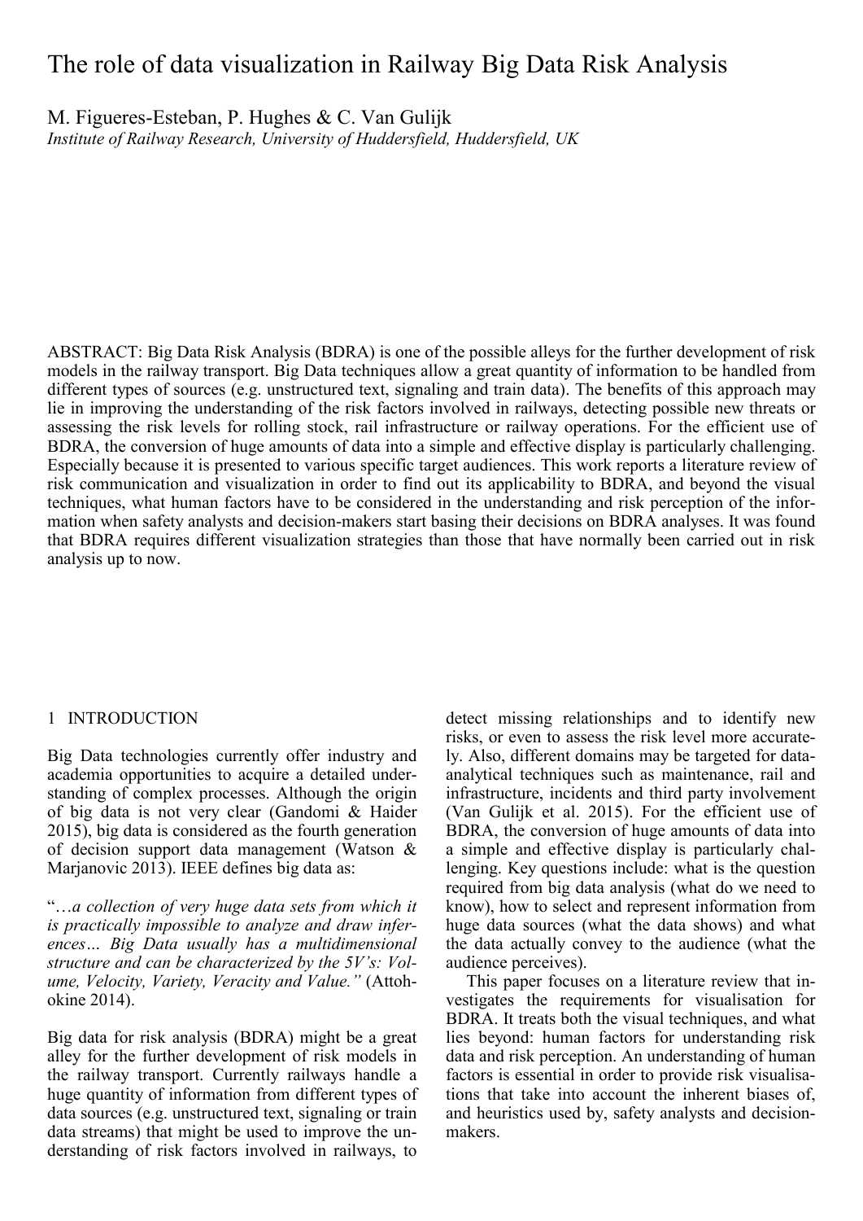# The role of data visualization in Railway Big Data Risk Analysis

M. Figueres-Esteban, P. Hughes & C. Van Gulijk

*Institute of Railway Research, University of Huddersfield, Huddersfield, UK*

ABSTRACT: Big Data Risk Analysis (BDRA) is one of the possible alleys for the further development of risk models in the railway transport. Big Data techniques allow a great quantity of information to be handled from different types of sources (e.g. unstructured text, signaling and train data). The benefits of this approach may lie in improving the understanding of the risk factors involved in railways, detecting possible new threats or assessing the risk levels for rolling stock, rail infrastructure or railway operations. For the efficient use of BDRA, the conversion of huge amounts of data into a simple and effective display is particularly challenging. Especially because it is presented to various specific target audiences. This work reports a literature review of risk communication and visualization in order to find out its applicability to BDRA, and beyond the visual techniques, what human factors have to be considered in the understanding and risk perception of the information when safety analysts and decision-makers start basing their decisions on BDRA analyses. It was found that BDRA requires different visualization strategies than those that have normally been carried out in risk analysis up to now.

## 1 INTRODUCTION

Big Data technologies currently offer industry and academia opportunities to acquire a detailed understanding of complex processes. Although the origin of big data is not very clear (Gandomi & Haider 2015), big data is considered as the fourth generation of decision support data management (Watson & Marjanovic 2013). IEEE defines big data as:

"…*a collection of very huge data sets from which it is practically impossible to analyze and draw inferences… Big Data usually has a multidimensional structure and can be characterized by the 5V's: Volume, Velocity, Variety, Veracity and Value."* (Attoh-okine 2014).

Big data for risk analysis (BDRA) might be a great alley for the further development of risk models in the railway transport. Currently railways handle a huge quantity of information from different types of data sources (e.g. unstructured text, signaling or train data streams) that might be used to improve the understanding of risk factors involved in railways, to detect missing relationships and to identify new risks, or even to assess the risk level more accurately. Also, different domains may be targeted for data-analytical techniques such as maintenance, rail and infrastructure, incidents and third party involvement (Van Gulijk et al. 2015). For the efficient use of BDRA, the conversion of huge amounts of data into a simple and effective display is particularly challenging. Key questions include: what is the question required from big data analysis (what do we need to know), how to select and represent information from huge data sources (what the data shows) and what the data actually convey to the audience (what the audience perceives).

This paper focuses on a literature review that investigates the requirements for visualisation for BDRA. It treats both the visual techniques, and what lies beyond: human factors for understanding risk data and risk perception. An understanding of human factors is essential in order to provide risk visualisations that take into account the inherent biases of, and heuristics used by, safety analysts and decision-makers.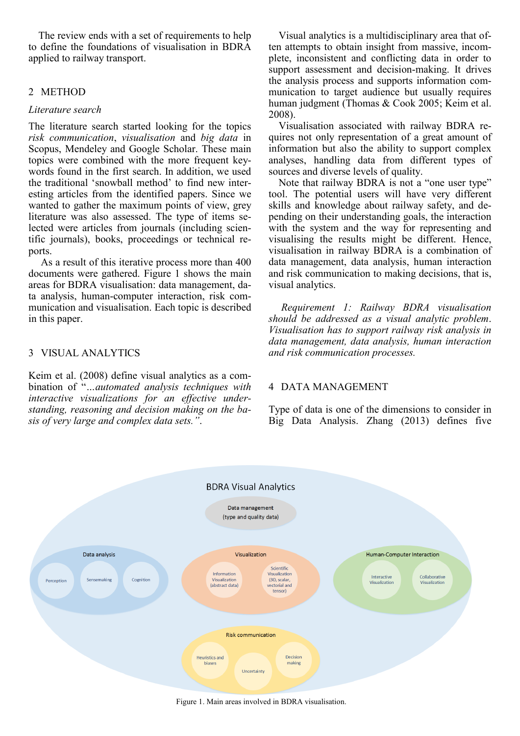The review ends with a set of requirements to help to define the foundations of visualisation in BDRA applied to railway transport.

## 2 METHOD

### *Literature search*

The literature search started looking for the topics *risk communication*, *visualisation* and *big data* in Scopus, Mendeley and Google Scholar. These main topics were combined with the more frequent keywords found in the first search. In addition, we used the traditional 'snowball method' to find new interesting articles from the identified papers. Since we wanted to gather the maximum points of view, grey literature was also assessed. The type of items selected were articles from journals (including scientific journals), books, proceedings or technical reports.

As a result of this iterative process more than 400 documents were gathered. Figure 1 shows the main areas for BDRA visualisation: data management, data analysis, human-computer interaction, risk communication and visualisation. Each topic is described in this paper.

## 3 VISUAL ANALYTICS

Keim et al. (2008) define visual analytics as a combination of "*...automated analysis techniques with interactive visualizations for an effective understanding, reasoning and decision making on the basis of very large and complex data sets.*".

Visual analytics is a multidisciplinary area that often attempts to obtain insight from massive, incomplete, inconsistent and conflicting data in order to support assessment and decision-making. It drives the analysis process and supports information communication to target audience but usually requires human judgment (Thomas & Cook 2005; Keim et al. 2008).

Visualisation associated with railway BDRA requires not only representation of a great amount of information but also the ability to support complex analyses, handling data from different types of sources and diverse levels of quality.

Note that railway BDRA is not a "one user type" tool. The potential users will have very different skills and knowledge about railway safety, and depending on their understanding goals, the interaction with the system and the way for representing and visualising the results might be different. Hence, visualisation in railway BDRA is a combination of data management, data analysis, human interaction and risk communication to making decisions, that is, visual analytics.

*Requirement 1: Railway BDRA visualisation should be addressed as a visual analytic problem. Visualisation has to support railway risk analysis in data management, data analysis, human interaction and risk communication processes.*

## 4 DATA MANAGEMENT

Type of data is one of the dimensions to consider in Big Data Analysis. Zhang (2013) defines five

Figure 1. Main areas involved in BDRA visualisation.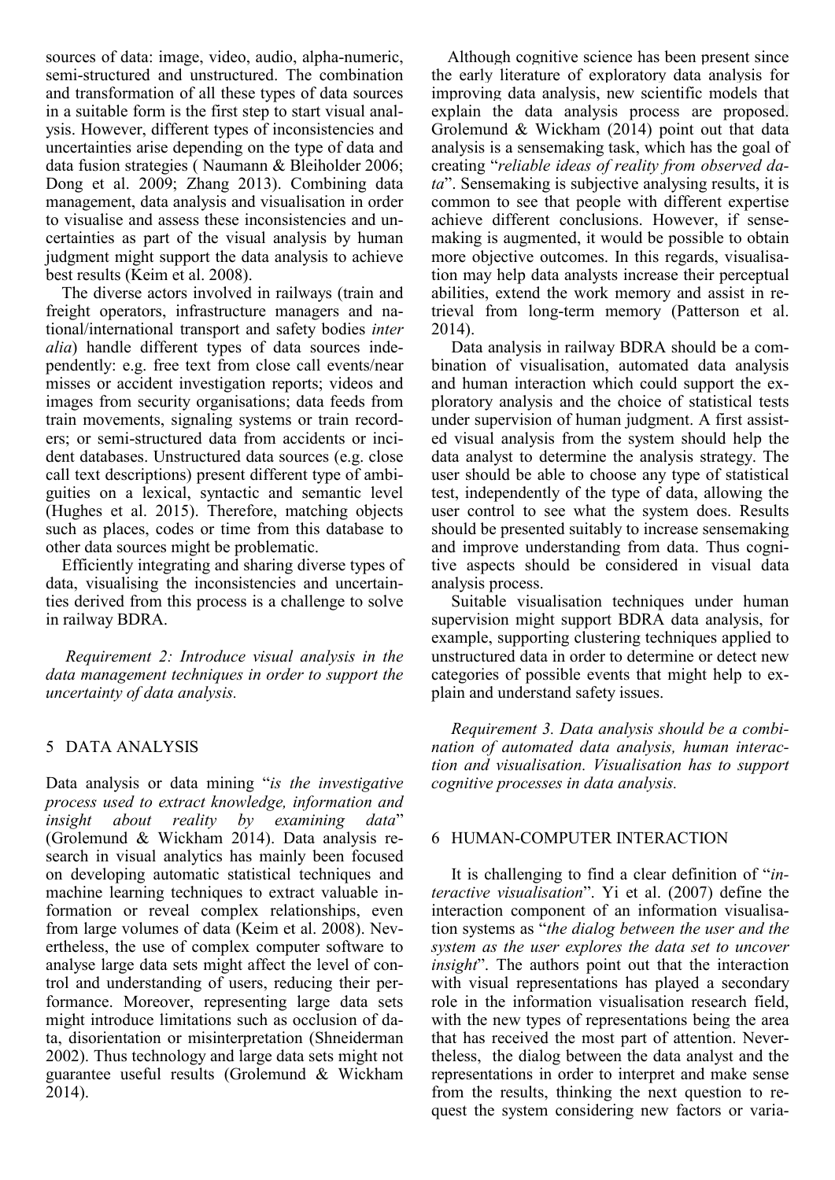sources of data: image, video, audio, alpha-numeric, semi-structured and unstructured. The combination and transformation of all these types of data sources in a suitable form is the first step to start visual analysis. However, different types of inconsistencies and uncertainties arise depending on the type of data and data fusion strategies ( Naumann & Bleiholder 2006; Dong et al. 2009; Zhang 2013). Combining data management, data analysis and visualisation in order to visualise and assess these inconsistencies and uncertainties as part of the visual analysis by human judgment might support the data analysis to achieve best results (Keim et al. 2008).

The diverse actors involved in railways (train and freight operators, infrastructure managers and national/international transport and safety bodies *inter alia*) handle different types of data sources independently: e.g. free text from close call events/near misses or accident investigation reports; videos and images from security organisations; data feeds from train movements, signaling systems or train recorders; or semi-structured data from accidents or incident databases. Unstructured data sources (e.g. close call text descriptions) present different type of ambiguities on a lexical, syntactic and semantic level (Hughes et al. 2015). Therefore, matching objects such as places, codes or time from this database to other data sources might be problematic.

Efficiently integrating and sharing diverse types of data, visualising the inconsistencies and uncertainties derived from this process is a challenge to solve in railway BDRA.

*Requirement 2: Introduce visual analysis in the data management techniques in order to support the uncertainty of data analysis.*

## 5 DATA ANALYSIS

Data analysis or data mining "*is the investigative process used to extract knowledge, information and insight about reality by examining data*" (Grolemund & Wickham 2014). Data analysis research in visual analytics has mainly been focused on developing automatic statistical techniques and machine learning techniques to extract valuable information or reveal complex relationships, even from large volumes of data (Keim et al. 2008). Nevertheless, the use of complex computer software to analyse large data sets might affect the level of control and understanding of users, reducing their performance. Moreover, representing large data sets might introduce limitations such as occlusion of data, disorientation or misinterpretation (Shneiderman 2002). Thus technology and large data sets might not guarantee useful results (Grolemund & Wickham 2014).

Although cognitive science has been present since the early literature of exploratory data analysis for improving data analysis, new scientific models that explain the data analysis process are proposed. Grolemund & Wickham (2014) point out that data analysis is a sensemaking task, which has the goal of creating "*reliable ideas of reality from observed data*". Sensemaking is subjective analysing results, it is common to see that people with different expertise achieve different conclusions. However, if sensemaking is augmented, it would be possible to obtain more objective outcomes. In this regards, visualisation may help data analysts increase their perceptual abilities, extend the work memory and assist in retrieval from long-term memory (Patterson et al. 2014).

Data analysis in railway BDRA should be a combination of visualisation, automated data analysis and human interaction which could support the exploratory analysis and the choice of statistical tests under supervision of human judgment. A first assisted visual analysis from the system should help the data analyst to determine the analysis strategy. The user should be able to choose any type of statistical test, independently of the type of data, allowing the user control to see what the system does. Results should be presented suitably to increase sensemaking and improve understanding from data. Thus cognitive aspects should be considered in visual data analysis process.

Suitable visualisation techniques under human supervision might support BDRA data analysis, for example, supporting clustering techniques applied to unstructured data in order to determine or detect new categories of possible events that might help to explain and understand safety issues.

*Requirement 3. Data analysis should be a combination of automated data analysis, human interaction and visualisation. Visualisation has to support cognitive processes in data analysis.*

## 6 HUMAN-COMPUTER INTERACTION

It is challenging to find a clear definition of "*interactive visualisation*". Yi et al. (2007) define the interaction component of an information visualisation systems as "*the dialog between the user and the system as the user explores the data set to uncover insight*". The authors point out that the interaction with visual representations has played a secondary role in the information visualisation research field, with the new types of representations being the area that has received the most part of attention. Nevertheless, the dialog between the data analyst and the representations in order to interpret and make sense from the results, thinking the next question to request the system considering new factors or varia-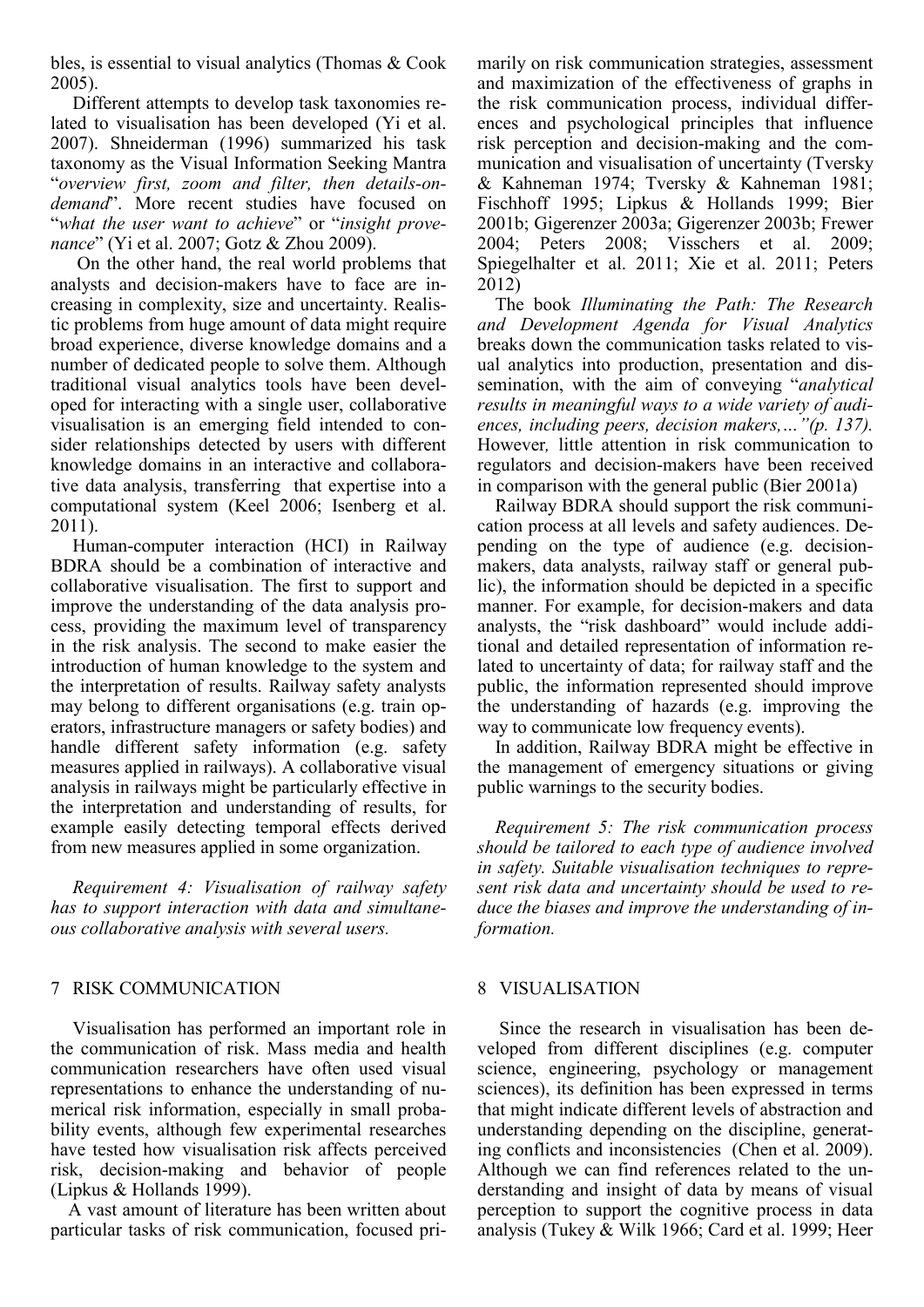bles, is essential to visual analytics (Thomas & Cook 2005).

Different attempts to develop task taxonomies related to visualisation has been developed (Yi et al. 2007). Shneiderman (1996) summarized his task taxonomy as the Visual Information Seeking Mantra "*overview first, zoom and filter, then details-on-demand*". More recent studies have focused on "*what the user want to achieve*" or "*insight provenance*" (Yi et al. 2007; Gotz & Zhou 2009).

On the other hand, the real world problems that analysts and decision-makers have to face are increasing in complexity, size and uncertainty. Realistic problems from huge amount of data might require broad experience, diverse knowledge domains and a number of dedicated people to solve them. Although traditional visual analytics tools have been developed for interacting with a single user, collaborative visualisation is an emerging field intended to consider relationships detected by users with different knowledge domains in an interactive and collaborative data analysis, transferring that expertise into a computational system (Keel 2006; Isenberg et al. 2011).

Human-computer interaction (HCI) in Railway BDRA should be a combination of interactive and collaborative visualisation. The first to support and improve the understanding of the data analysis process, providing the maximum level of transparency in the risk analysis. The second to make easier the introduction of human knowledge to the system and the interpretation of results. Railway safety analysts may belong to different organisations (e.g. train operators, infrastructure managers or safety bodies) and handle different safety information (e.g. safety measures applied in railways). A collaborative visual analysis in railways might be particularly effective in the interpretation and understanding of results, for example easily detecting temporal effects derived from new measures applied in some organization.

*Requirement 4: Visualisation of railway safety has to support interaction with data and simultaneous collaborative analysis with several users.*

## 7 RISK COMMUNICATION

Visualisation has performed an important role in the communication of risk. Mass media and health communication researchers have often used visual representations to enhance the understanding of numerical risk information, especially in small probability events, although few experimental researches have tested how visualisation risk affects perceived risk, decision-making and behavior of people (Lipkus & Hollands 1999).

A vast amount of literature has been written about particular tasks of risk communication, focused primarily on risk communication strategies, assessment and maximization of the effectiveness of graphs in the risk communication process, individual differences and psychological principles that influence risk perception and decision-making and the communication and visualisation of uncertainty (Tversky & Kahneman 1974; Tversky & Kahneman 1981; Fischhoff 1995; Lipkus & Hollands 1999; Bier 2001b; Gigerenzer 2003a; Gigerenzer 2003b; Frewer 2004; Peters 2008; Visschers et al. 2009; Spiegelhalter et al. 2011; Xie et al. 2011; Peters 2012)

The book *Illuminating the Path: The Research and Development Agenda for Visual Analytics* breaks down the communication tasks related to visual analytics into production, presentation and dissemination, with the aim of conveying "*analytical results in meaningful ways to a wide variety of audiences, including peers, decision makers,…"(p. 137).* However*,* little attention in risk communication to regulators and decision-makers have been received in comparison with the general public (Bier 2001a)

Railway BDRA should support the risk communication process at all levels and safety audiences. Depending on the type of audience (e.g. decision-makers, data analysts, railway staff or general public), the information should be depicted in a specific manner. For example, for decision-makers and data analysts, the "risk dashboard" would include additional and detailed representation of information related to uncertainty of data; for railway staff and the public, the information represented should improve the understanding of hazards (e.g. improving the way to communicate low frequency events).

In addition, Railway BDRA might be effective in the management of emergency situations or giving public warnings to the security bodies.

*Requirement 5: The risk communication process should be tailored to each type of audience involved in safety. Suitable visualisation techniques to represent risk data and uncertainty should be used to reduce the biases and improve the understanding of information.*

## 8 VISUALISATION

Since the research in visualisation has been developed from different disciplines (e.g. computer science, engineering, psychology or management sciences), its definition has been expressed in terms that might indicate different levels of abstraction and understanding depending on the discipline, generating conflicts and inconsistencies (Chen et al. 2009). Although we can find references related to the understanding and insight of data by means of visual perception to support the cognitive process in data analysis (Tukey & Wilk 1966; Card et al. 1999; Heer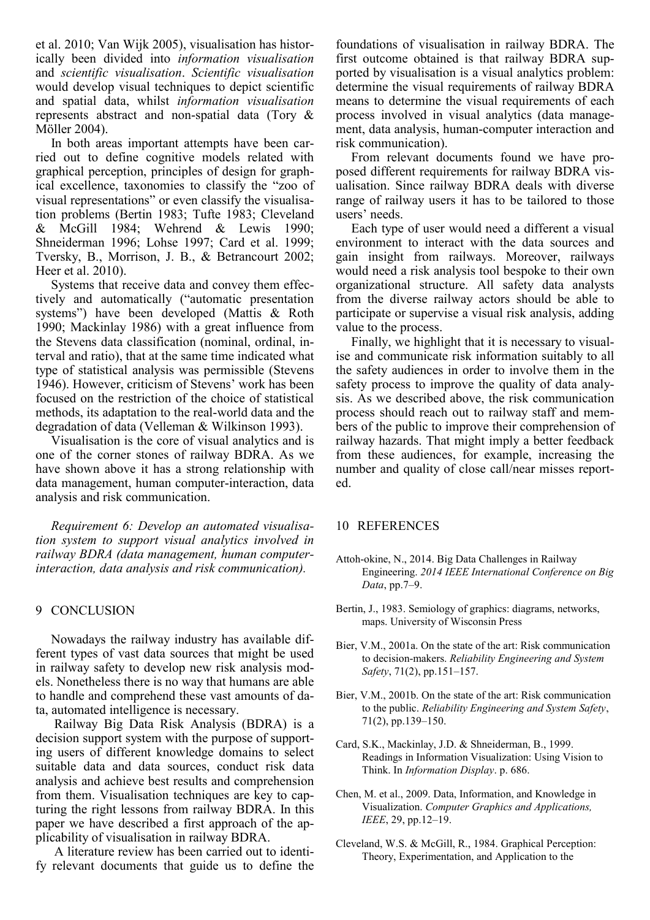et al. 2010; Van Wijk 2005), visualisation has historically been divided into *information visualisation* and *scientific visualisation*. *Scientific visualisation* would develop visual techniques to depict scientific and spatial data, whilst *information visualisation* represents abstract and non-spatial data (Tory & Möller 2004).

In both areas important attempts have been carried out to define cognitive models related with graphical perception, principles of design for graphical excellence, taxonomies to classify the "zoo of visual representations" or even classify the visualisation problems (Bertin 1983; Tufte 1983; Cleveland & McGill 1984; Wehrend & Lewis 1990; Shneiderman 1996; Lohse 1997; Card et al. 1999; Tversky, B., Morrison, J. B., & Betrancourt 2002; Heer et al. 2010).

Systems that receive data and convey them effectively and automatically ("automatic presentation systems") have been developed (Mattis & Roth 1990; Mackinlay 1986) with a great influence from the Stevens data classification (nominal, ordinal, interval and ratio), that at the same time indicated what type of statistical analysis was permissible (Stevens 1946). However, criticism of Stevens' work has been focused on the restriction of the choice of statistical methods, its adaptation to the real-world data and the degradation of data (Velleman & Wilkinson 1993).

Visualisation is the core of visual analytics and is one of the corner stones of railway BDRA. As we have shown above it has a strong relationship with data management, human computer-interaction, data analysis and risk communication.

*Requirement 6: Develop an automated visualisation system to support visual analytics involved in railway BDRA (data management, human computer-interaction, data analysis and risk communication).*

## 9 CONCLUSION

Nowadays the railway industry has available different types of vast data sources that might be used in railway safety to develop new risk analysis models. Nonetheless there is no way that humans are able to handle and comprehend these vast amounts of data, automated intelligence is necessary.

Railway Big Data Risk Analysis (BDRA) is a decision support system with the purpose of supporting users of different knowledge domains to select suitable data and data sources, conduct risk data analysis and achieve best results and comprehension from them. Visualisation techniques are key to capturing the right lessons from railway BDRA. In this paper we have described a first approach of the applicability of visualisation in railway BDRA.

A literature review has been carried out to identify relevant documents that guide us to define the foundations of visualisation in railway BDRA. The first outcome obtained is that railway BDRA supported by visualisation is a visual analytics problem: determine the visual requirements of railway BDRA means to determine the visual requirements of each process involved in visual analytics (data management, data analysis, human-computer interaction and risk communication).

From relevant documents found we have proposed different requirements for railway BDRA visualisation. Since railway BDRA deals with diverse range of railway users it has to be tailored to those users' needs.

Each type of user would need a different a visual environment to interact with the data sources and gain insight from railways. Moreover, railways would need a risk analysis tool bespoke to their own organizational structure. All safety data analysts from the diverse railway actors should be able to participate or supervise a visual risk analysis, adding value to the process.

Finally, we highlight that it is necessary to visualise and communicate risk information suitably to all the safety audiences in order to involve them in the safety process to improve the quality of data analysis. As we described above, the risk communication process should reach out to railway staff and members of the public to improve their comprehension of railway hazards. That might imply a better feedback from these audiences, for example, increasing the number and quality of close call/near misses reported.

## 10 REFERENCES

Attoh-okine, N., 2014. Big Data Challenges in Railway Engineering. *2014 IEEE International Conference on Big Data*, pp.7–9.

Bertin, J., 1983. Semiology of graphics: diagrams, networks, maps. University of Wisconsin Press

Bier, V.M., 2001a. On the state of the art: Risk communication to decision-makers. *Reliability Engineering and System Safety*, 71(2), pp.151–157.

Bier, V.M., 2001b. On the state of the art: Risk communication to the public. *Reliability Engineering and System Safety*, 71(2), pp.139–150.

Card, S.K., Mackinlay, J.D. & Shneiderman, B., 1999. Readings in Information Visualization: Using Vision to Think. In *Information Display*. p. 686.

Chen, M. et al., 2009. Data, Information, and Knowledge in Visualization. *Computer Graphics and Applications, IEEE*, 29, pp.12–19.

Cleveland, W.S. & McGill, R., 1984. Graphical Perception: Theory, Experimentation, and Application to the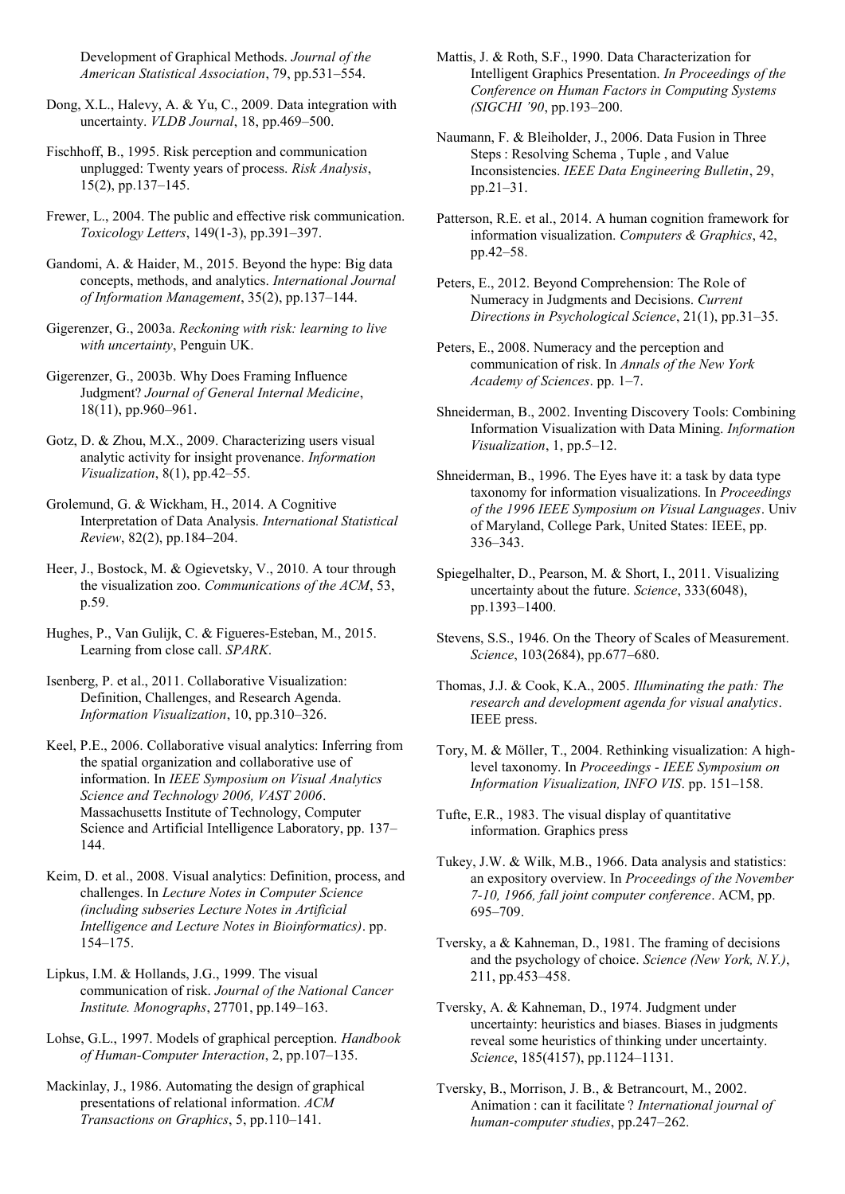Development of Graphical Methods. *Journal of the American Statistical Association*, 79, pp.531–554.

Dong, X.L., Halevy, A. & Yu, C., 2009. Data integration with uncertainty. *VLDB Journal*, 18, pp.469–500.

Fischhoff, B., 1995. Risk perception and communication unplugged: Twenty years of process. *Risk Analysis*, 15(2), pp.137–145.

Frewer, L., 2004. The public and effective risk communication. *Toxicology Letters*, 149(1-3), pp.391–397.

Gandomi, A. & Haider, M., 2015. Beyond the hype: Big data concepts, methods, and analytics. *International Journal of Information Management*, 35(2), pp.137–144.

Gigerenzer, G., 2003a. *Reckoning with risk: learning to live with uncertainty*, Penguin UK.

Gigerenzer, G., 2003b. Why Does Framing Influence Judgment? *Journal of General Internal Medicine*, 18(11), pp.960–961.

Gotz, D. & Zhou, M.X., 2009. Characterizing users visual analytic activity for insight provenance. *Information Visualization*, 8(1), pp.42–55.

Grolemund, G. & Wickham, H., 2014. A Cognitive Interpretation of Data Analysis. *International Statistical Review*, 82(2), pp.184–204.

Heer, J., Bostock, M. & Ogievetsky, V., 2010. A tour through the visualization zoo. *Communications of the ACM*, 53, p.59.

Hughes, P., Van Gulijk, C. & Figueres-Esteban, M., 2015. Learning from close call. *SPARK*.

Isenberg, P. et al., 2011. Collaborative Visualization: Definition, Challenges, and Research Agenda. *Information Visualization*, 10, pp.310–326.

Keel, P.E., 2006. Collaborative visual analytics: Inferring from the spatial organization and collaborative use of information. In *IEEE Symposium on Visual Analytics Science and Technology 2006, VAST 2006*. Massachusetts Institute of Technology, Computer Science and Artificial Intelligence Laboratory, pp. 137–144.

Keim, D. et al., 2008. Visual analytics: Definition, process, and challenges. In *Lecture Notes in Computer Science (including subseries Lecture Notes in Artificial Intelligence and Lecture Notes in Bioinformatics)*. pp. 154–175.

Lipkus, I.M. & Hollands, J.G., 1999. The visual communication of risk. *Journal of the National Cancer Institute. Monographs*, 27701, pp.149–163.

Lohse, G.L., 1997. Models of graphical perception. *Handbook of Human-Computer Interaction*, 2, pp.107–135.

Mackinlay, J., 1986. Automating the design of graphical presentations of relational information. *ACM Transactions on Graphics*, 5, pp.110–141.

Mattis, J. & Roth, S.F., 1990. Data Characterization for Intelligent Graphics Presentation. *In Proceedings of the Conference on Human Factors in Computing Systems (SIGCHI '90*, pp.193–200.

Naumann, F. & Bleiholder, J., 2006. Data Fusion in Three Steps : Resolving Schema , Tuple , and Value Inconsistencies. *IEEE Data Engineering Bulletin*, 29, pp.21–31.

Patterson, R.E. et al., 2014. A human cognition framework for information visualization. *Computers & Graphics*, 42, pp.42–58.

Peters, E., 2012. Beyond Comprehension: The Role of Numeracy in Judgments and Decisions. *Current Directions in Psychological Science*, 21(1), pp.31–35.

Peters, E., 2008. Numeracy and the perception and communication of risk. In *Annals of the New York Academy of Sciences*. pp. 1–7.

Shneiderman, B., 2002. Inventing Discovery Tools: Combining Information Visualization with Data Mining. *Information Visualization*, 1, pp.5–12.

Shneiderman, B., 1996. The Eyes have it: a task by data type taxonomy for information visualizations. In *Proceedings of the 1996 IEEE Symposium on Visual Languages*. Univ of Maryland, College Park, United States: IEEE, pp. 336–343.

Spiegelhalter, D., Pearson, M. & Short, I., 2011. Visualizing uncertainty about the future. *Science*, 333(6048), pp.1393–1400.

Stevens, S.S., 1946. On the Theory of Scales of Measurement. *Science*, 103(2684), pp.677–680.

Thomas, J.J. & Cook, K.A., 2005. *Illuminating the path: The research and development agenda for visual analytics*. IEEE press.

Tory, M. & Möller, T., 2004. Rethinking visualization: A high-level taxonomy. In *Proceedings - IEEE Symposium on Information Visualization, INFO VIS*. pp. 151–158.

Tufte, E.R., 1983. The visual display of quantitative information. Graphics press

Tukey, J.W. & Wilk, M.B., 1966. Data analysis and statistics: an expository overview. In *Proceedings of the November 7-10, 1966, fall joint computer conference*. ACM, pp. 695–709.

Tversky, a & Kahneman, D., 1981. The framing of decisions and the psychology of choice. *Science (New York, N.Y.)*, 211, pp.453–458.

Tversky, A. & Kahneman, D., 1974. Judgment under uncertainty: heuristics and biases. Biases in judgments reveal some heuristics of thinking under uncertainty. *Science*, 185(4157), pp.1124–1131.

Tversky, B., Morrison, J. B., & Betrancourt, M., 2002. Animation : can it facilitate ? *International journal of human-computer studies*, pp.247–262.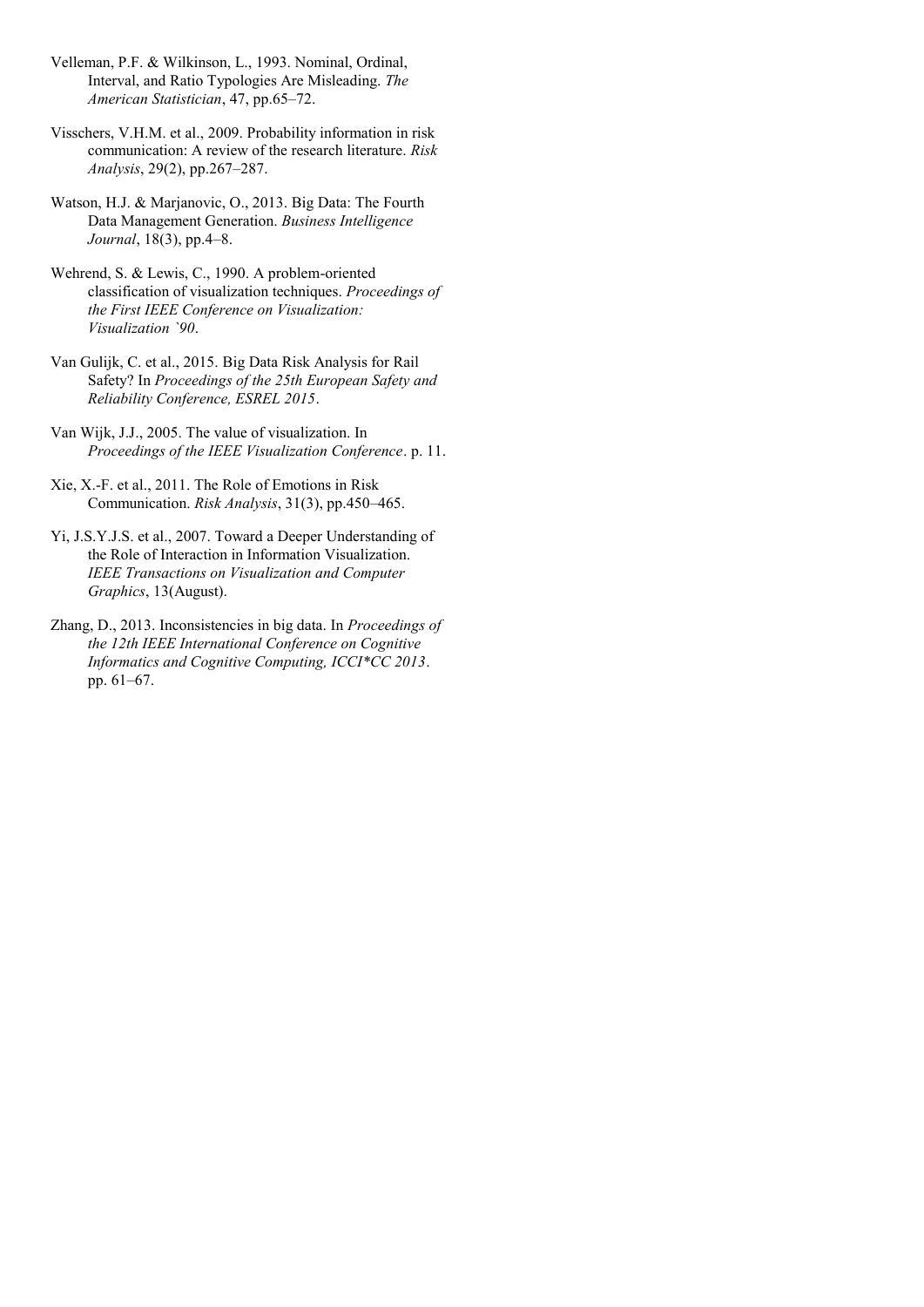Velleman, P.F. & Wilkinson, L., 1993. Nominal, Ordinal, Interval, and Ratio Typologies Are Misleading. *The American Statistician*, 47, pp.65–72.

Visschers, V.H.M. et al., 2009. Probability information in risk communication: A review of the research literature. *Risk Analysis*, 29(2), pp.267–287.

Watson, H.J. & Marjanovic, O., 2013. Big Data: The Fourth Data Management Generation. *Business Intelligence Journal*, 18(3), pp.4–8.

Wehrend, S. & Lewis, C., 1990. A problem-oriented classification of visualization techniques. *Proceedings of the First IEEE Conference on Visualization: Visualization `90*.

Van Gulijk, C. et al., 2015. Big Data Risk Analysis for Rail Safety? In *Proceedings of the 25th European Safety and Reliability Conference, ESREL 2015*.

Van Wijk, J.J., 2005. The value of visualization. In *Proceedings of the IEEE Visualization Conference*. p. 11.

Xie, X.-F. et al., 2011. The Role of Emotions in Risk Communication. *Risk Analysis*, 31(3), pp.450–465.

Yi, J.S.Y.J.S. et al., 2007. Toward a Deeper Understanding of the Role of Interaction in Information Visualization. *IEEE Transactions on Visualization and Computer Graphics*, 13(August).

Zhang, D., 2013. Inconsistencies in big data. In *Proceedings of the 12th IEEE International Conference on Cognitive Informatics and Cognitive Computing, ICCI*CC 2013*. pp. 61–67.